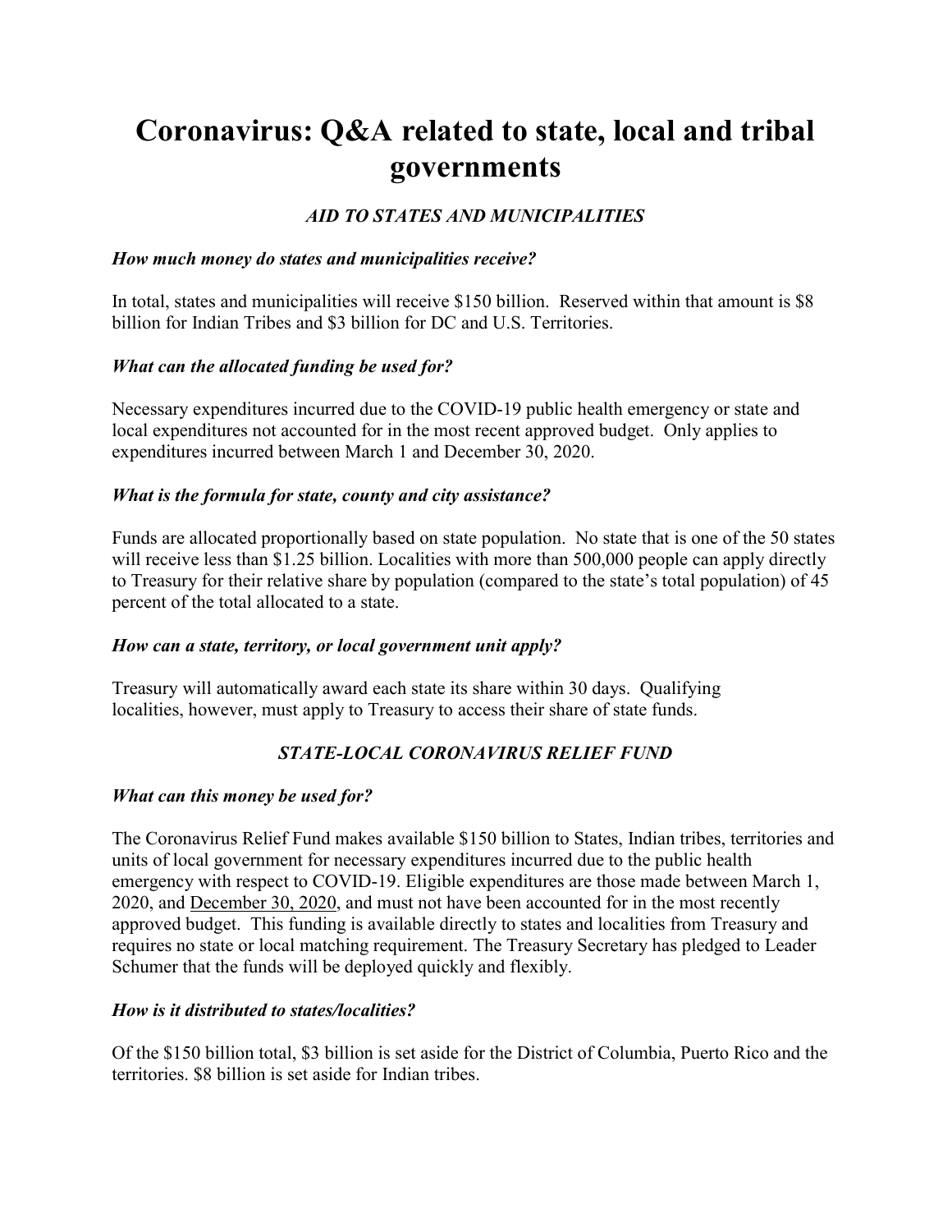# Coronavirus: Q&A related to state, local and tribal governments

## *AID TO STATES AND MUNICIPALITIES*

### *How much money do states and municipalities receive?*

In total, states and municipalities will receive $150 billion. Reserved within that amount is $8 billion for Indian Tribes and $3 billion for DC and U.S. Territories.

### *What can the allocated funding be used for?*

Necessary expenditures incurred due to the COVID-19 public health emergency or state and local expenditures not accounted for in the most recent approved budget. Only applies to expenditures incurred between March 1 and December 30, 2020.

### *What is the formula for state, county and city assistance?*

Funds are allocated proportionally based on state population. No state that is one of the 50 states will receive less than $1.25 billion. Localities with more than 500,000 people can apply directly to Treasury for their relative share by population (compared to the state's total population) of 45 percent of the total allocated to a state.

### *How can a state, territory, or local government unit apply?*

Treasury will automatically award each state its share within 30 days. Qualifying localities, however, must apply to Treasury to access their share of state funds.

## *STATE-LOCAL CORONAVIRUS RELIEF FUND*

### *What can this money be used for?*

The Coronavirus Relief Fund makes available $150 billion to States, Indian tribes, territories and units of local government for necessary expenditures incurred due to the public health emergency with respect to COVID-19. Eligible expenditures are those made between March 1, 2020, and December 30, 2020, and must not have been accounted for in the most recently approved budget. This funding is available directly to states and localities from Treasury and requires no state or local matching requirement. The Treasury Secretary has pledged to Leader Schumer that the funds will be deployed quickly and flexibly.

### *How is it distributed to states/localities?*

Of the $150 billion total, $3 billion is set aside for the District of Columbia, Puerto Rico and the territories. $8 billion is set aside for Indian tribes.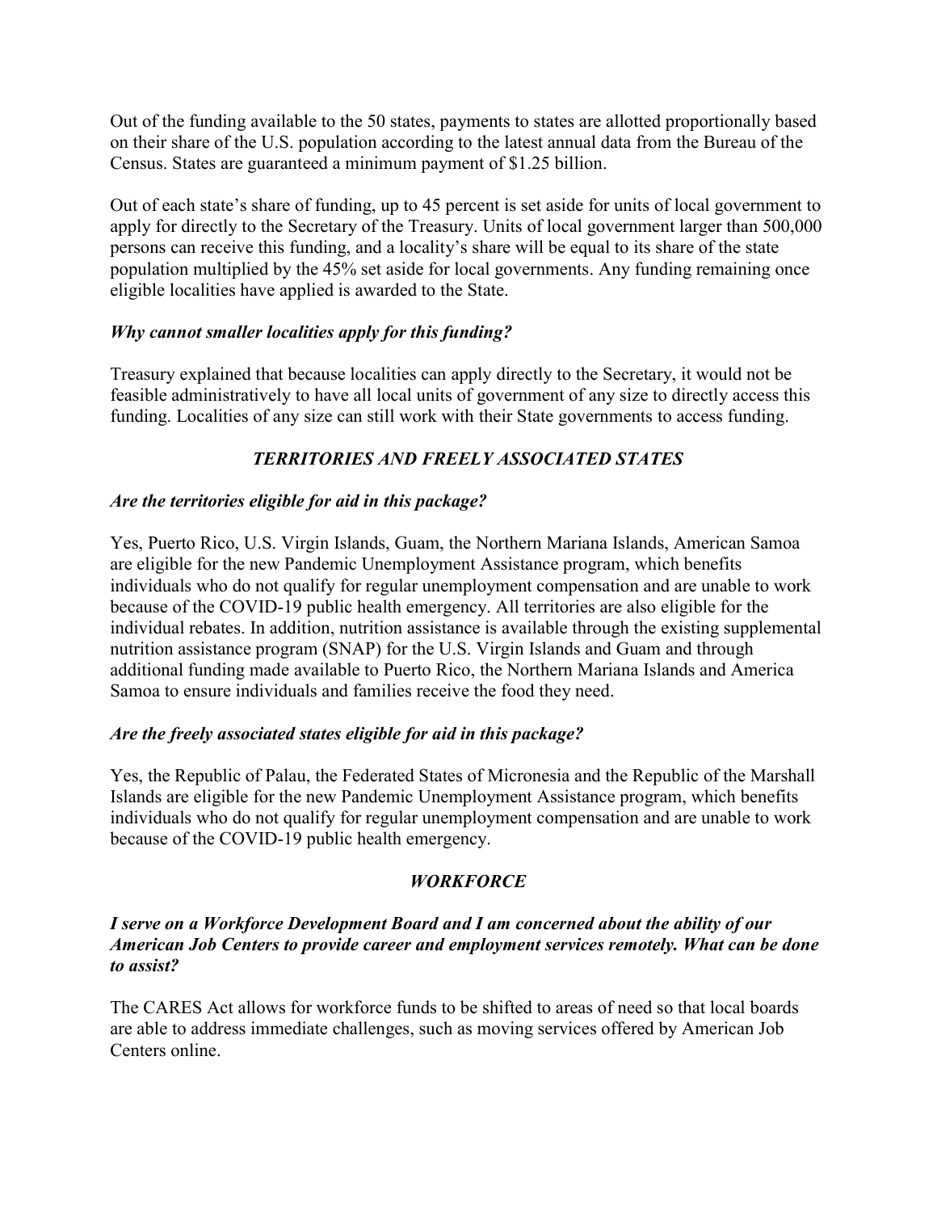Out of the funding available to the 50 states, payments to states are allotted proportionally based on their share of the U.S. population according to the latest annual data from the Bureau of the Census. States are guaranteed a minimum payment of $1.25 billion.

Out of each state's share of funding, up to 45 percent is set aside for units of local government to apply for directly to the Secretary of the Treasury. Units of local government larger than 500,000 persons can receive this funding, and a locality's share will be equal to its share of the state population multiplied by the 45% set aside for local governments. Any funding remaining once eligible localities have applied is awarded to the State.

***Why cannot smaller localities apply for this funding?***

Treasury explained that because localities can apply directly to the Secretary, it would not be feasible administratively to have all local units of government of any size to directly access this funding. Localities of any size can still work with their State governments to access funding.

## ***TERRITORIES AND FREELY ASSOCIATED STATES***

***Are the territories eligible for aid in this package?***

Yes, Puerto Rico, U.S. Virgin Islands, Guam, the Northern Mariana Islands, American Samoa are eligible for the new Pandemic Unemployment Assistance program, which benefits individuals who do not qualify for regular unemployment compensation and are unable to work because of the COVID-19 public health emergency. All territories are also eligible for the individual rebates. In addition, nutrition assistance is available through the existing supplemental nutrition assistance program (SNAP) for the U.S. Virgin Islands and Guam and through additional funding made available to Puerto Rico, the Northern Mariana Islands and America Samoa to ensure individuals and families receive the food they need.

***Are the freely associated states eligible for aid in this package?***

Yes, the Republic of Palau, the Federated States of Micronesia and the Republic of the Marshall Islands are eligible for the new Pandemic Unemployment Assistance program, which benefits individuals who do not qualify for regular unemployment compensation and are unable to work because of the COVID-19 public health emergency.

## ***WORKFORCE***

***I serve on a Workforce Development Board and I am concerned about the ability of our American Job Centers to provide career and employment services remotely. What can be done to assist?***

The CARES Act allows for workforce funds to be shifted to areas of need so that local boards are able to address immediate challenges, such as moving services offered by American Job Centers online.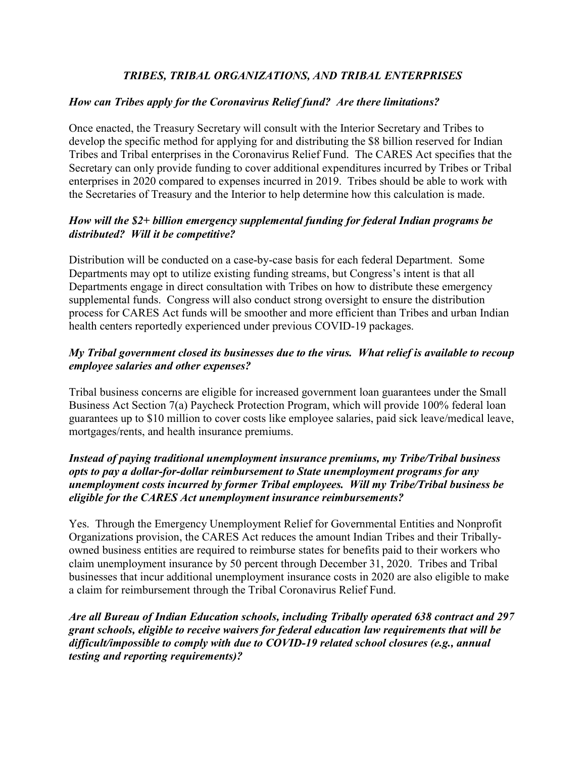## *TRIBES, TRIBAL ORGANIZATIONS, AND TRIBAL ENTERPRISES*

***How can Tribes apply for the Coronavirus Relief fund? Are there limitations?***

Once enacted, the Treasury Secretary will consult with the Interior Secretary and Tribes to develop the specific method for applying for and distributing the $8 billion reserved for Indian Tribes and Tribal enterprises in the Coronavirus Relief Fund. The CARES Act specifies that the Secretary can only provide funding to cover additional expenditures incurred by Tribes or Tribal enterprises in 2020 compared to expenses incurred in 2019. Tribes should be able to work with the Secretaries of Treasury and the Interior to help determine how this calculation is made.

***How will the $2+ billion emergency supplemental funding for federal Indian programs be distributed? Will it be competitive?***

Distribution will be conducted on a case-by-case basis for each federal Department. Some Departments may opt to utilize existing funding streams, but Congress's intent is that all Departments engage in direct consultation with Tribes on how to distribute these emergency supplemental funds. Congress will also conduct strong oversight to ensure the distribution process for CARES Act funds will be smoother and more efficient than Tribes and urban Indian health centers reportedly experienced under previous COVID-19 packages.

***My Tribal government closed its businesses due to the virus. What relief is available to recoup employee salaries and other expenses?***

Tribal business concerns are eligible for increased government loan guarantees under the Small Business Act Section 7(a) Paycheck Protection Program, which will provide 100% federal loan guarantees up to $10 million to cover costs like employee salaries, paid sick leave/medical leave, mortgages/rents, and health insurance premiums.

***Instead of paying traditional unemployment insurance premiums, my Tribe/Tribal business opts to pay a dollar-for-dollar reimbursement to State unemployment programs for any unemployment costs incurred by former Tribal employees. Will my Tribe/Tribal business be eligible for the CARES Act unemployment insurance reimbursements?***

Yes. Through the Emergency Unemployment Relief for Governmental Entities and Nonprofit Organizations provision, the CARES Act reduces the amount Indian Tribes and their Tribally-owned business entities are required to reimburse states for benefits paid to their workers who claim unemployment insurance by 50 percent through December 31, 2020. Tribes and Tribal businesses that incur additional unemployment insurance costs in 2020 are also eligible to make a claim for reimbursement through the Tribal Coronavirus Relief Fund.

***Are all Bureau of Indian Education schools, including Tribally operated 638 contract and 297 grant schools, eligible to receive waivers for federal education law requirements that will be difficult/impossible to comply with due to COVID-19 related school closures (e.g., annual testing and reporting requirements)?***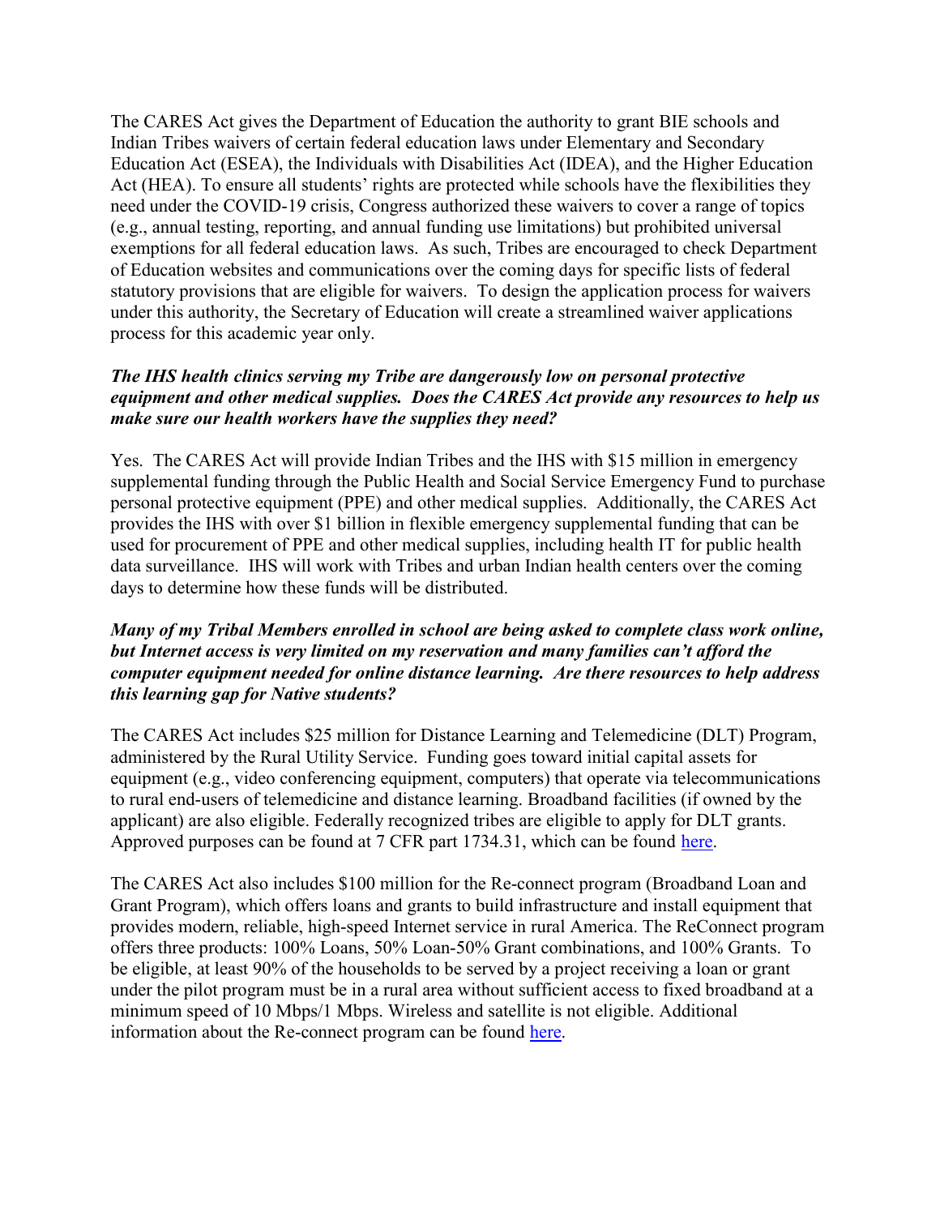The CARES Act gives the Department of Education the authority to grant BIE schools and Indian Tribes waivers of certain federal education laws under Elementary and Secondary Education Act (ESEA), the Individuals with Disabilities Act (IDEA), and the Higher Education Act (HEA). To ensure all students' rights are protected while schools have the flexibilities they need under the COVID-19 crisis, Congress authorized these waivers to cover a range of topics (e.g., annual testing, reporting, and annual funding use limitations) but prohibited universal exemptions for all federal education laws. As such, Tribes are encouraged to check Department of Education websites and communications over the coming days for specific lists of federal statutory provisions that are eligible for waivers. To design the application process for waivers under this authority, the Secretary of Education will create a streamlined waiver applications process for this academic year only.

***The IHS health clinics serving my Tribe are dangerously low on personal protective equipment and other medical supplies. Does the CARES Act provide any resources to help us make sure our health workers have the supplies they need?***

Yes. The CARES Act will provide Indian Tribes and the IHS with $15 million in emergency supplemental funding through the Public Health and Social Service Emergency Fund to purchase personal protective equipment (PPE) and other medical supplies. Additionally, the CARES Act provides the IHS with over $1 billion in flexible emergency supplemental funding that can be used for procurement of PPE and other medical supplies, including health IT for public health data surveillance. IHS will work with Tribes and urban Indian health centers over the coming days to determine how these funds will be distributed.

***Many of my Tribal Members enrolled in school are being asked to complete class work online, but Internet access is very limited on my reservation and many families can't afford the computer equipment needed for online distance learning. Are there resources to help address this learning gap for Native students?***

The CARES Act includes $25 million for Distance Learning and Telemedicine (DLT) Program, administered by the Rural Utility Service. Funding goes toward initial capital assets for equipment (e.g., video conferencing equipment, computers) that operate via telecommunications to rural end-users of telemedicine and distance learning. Broadband facilities (if owned by the applicant) are also eligible. Federally recognized tribes are eligible to apply for DLT grants. Approved purposes can be found at 7 CFR part 1734.31, which can be found [here](#).

The CARES Act also includes $100 million for the Re-connect program (Broadband Loan and Grant Program), which offers loans and grants to build infrastructure and install equipment that provides modern, reliable, high-speed Internet service in rural America. The ReConnect program offers three products: 100% Loans, 50% Loan-50% Grant combinations, and 100% Grants. To be eligible, at least 90% of the households to be served by a project receiving a loan or grant under the pilot program must be in a rural area without sufficient access to fixed broadband at a minimum speed of 10 Mbps/1 Mbps. Wireless and satellite is not eligible. Additional information about the Re-connect program can be found [here](#).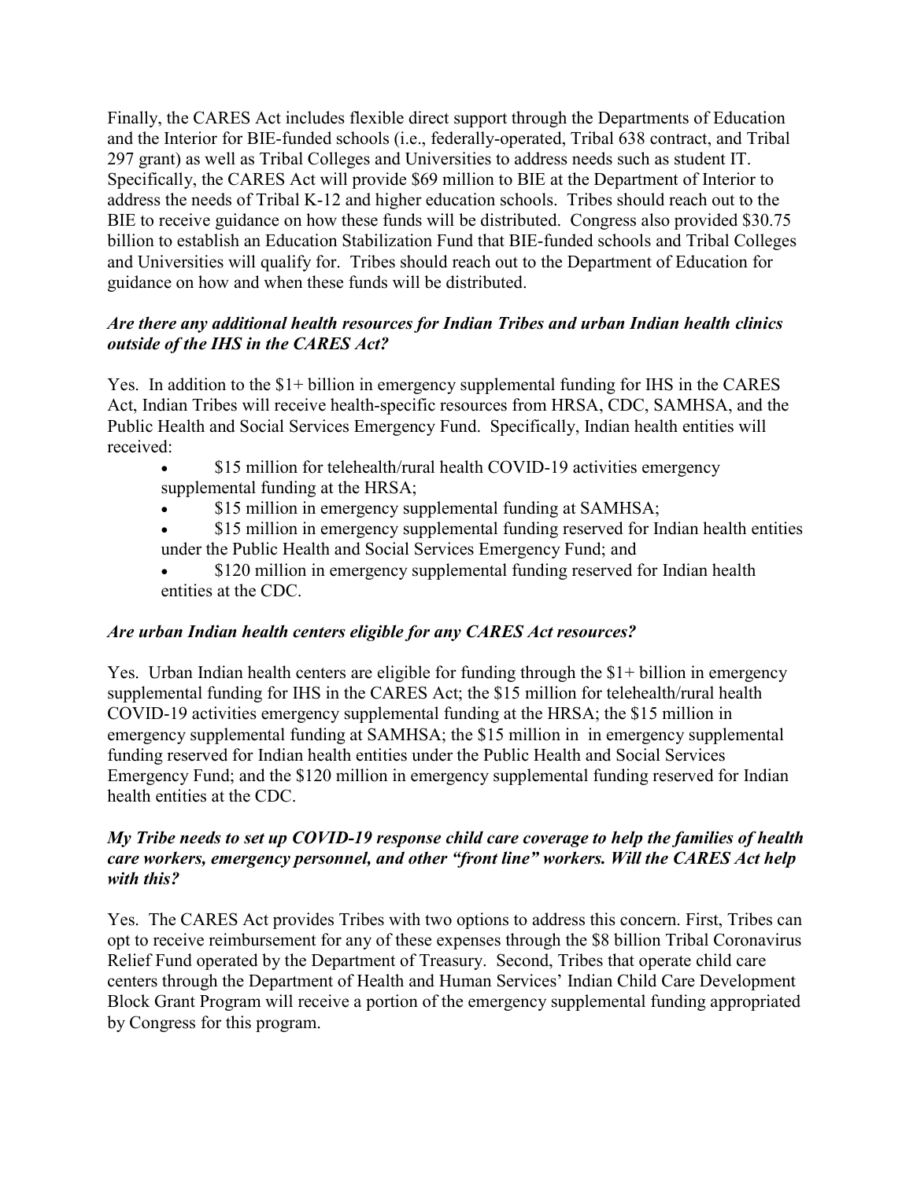Finally, the CARES Act includes flexible direct support through the Departments of Education and the Interior for BIE-funded schools (i.e., federally-operated, Tribal 638 contract, and Tribal 297 grant) as well as Tribal Colleges and Universities to address needs such as student IT. Specifically, the CARES Act will provide $69 million to BIE at the Department of Interior to address the needs of Tribal K-12 and higher education schools. Tribes should reach out to the BIE to receive guidance on how these funds will be distributed. Congress also provided $30.75 billion to establish an Education Stabilization Fund that BIE-funded schools and Tribal Colleges and Universities will qualify for. Tribes should reach out to the Department of Education for guidance on how and when these funds will be distributed.

***Are there any additional health resources for Indian Tribes and urban Indian health clinics outside of the IHS in the CARES Act?***

Yes. In addition to the $1+ billion in emergency supplemental funding for IHS in the CARES Act, Indian Tribes will receive health-specific resources from HRSA, CDC, SAMHSA, and the Public Health and Social Services Emergency Fund. Specifically, Indian health entities will received:

- $15 million for telehealth/rural health COVID-19 activities emergency supplemental funding at the HRSA;
- $15 million in emergency supplemental funding at SAMHSA;
- $15 million in emergency supplemental funding reserved for Indian health entities under the Public Health and Social Services Emergency Fund; and
- $120 million in emergency supplemental funding reserved for Indian health entities at the CDC.

***Are urban Indian health centers eligible for any CARES Act resources?***

Yes. Urban Indian health centers are eligible for funding through the $1+ billion in emergency supplemental funding for IHS in the CARES Act; the $15 million for telehealth/rural health COVID-19 activities emergency supplemental funding at the HRSA; the $15 million in emergency supplemental funding at SAMHSA; the $15 million in in emergency supplemental funding reserved for Indian health entities under the Public Health and Social Services Emergency Fund; and the $120 million in emergency supplemental funding reserved for Indian health entities at the CDC.

***My Tribe needs to set up COVID-19 response child care coverage to help the families of health care workers, emergency personnel, and other "front line" workers. Will the CARES Act help with this?***

Yes. The CARES Act provides Tribes with two options to address this concern. First, Tribes can opt to receive reimbursement for any of these expenses through the $8 billion Tribal Coronavirus Relief Fund operated by the Department of Treasury. Second, Tribes that operate child care centers through the Department of Health and Human Services' Indian Child Care Development Block Grant Program will receive a portion of the emergency supplemental funding appropriated by Congress for this program.